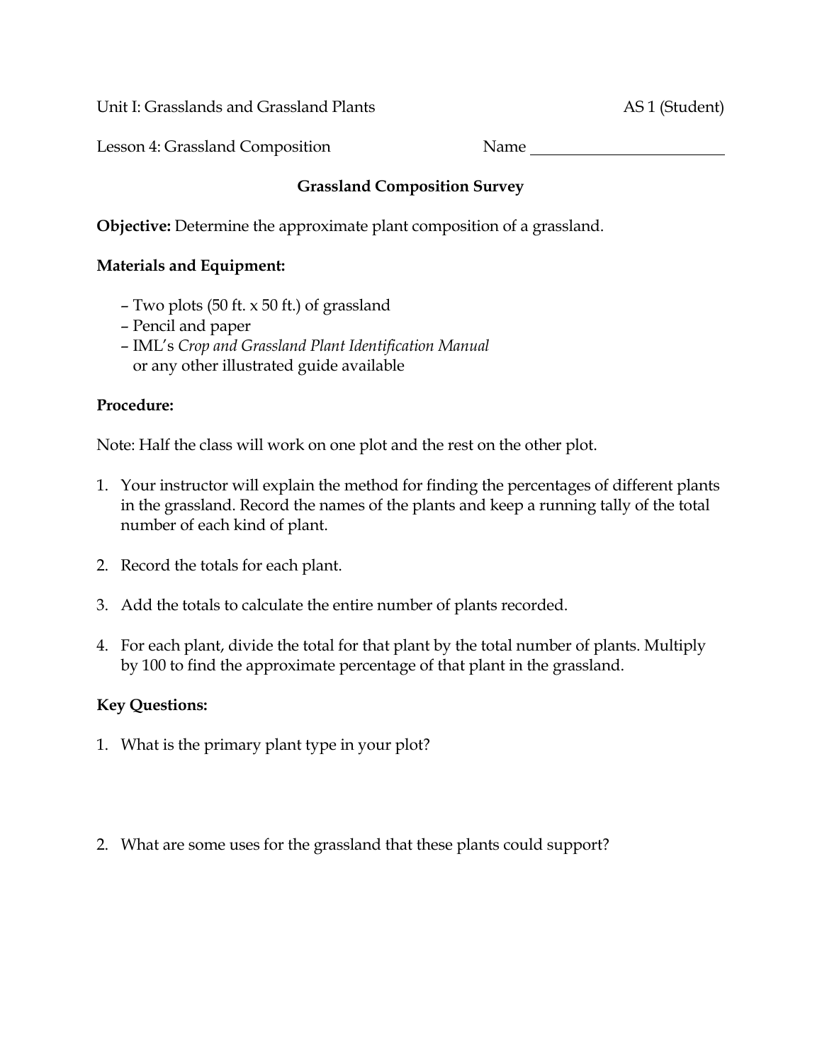Unit I: Grasslands and Grassland Plants AS 1 (Student)

Lesson 4: Grassland Composition Name ________________________

## Grassland Composition Survey

**Objective:** Determine the approximate plant composition of a grassland.

**Materials and Equipment:**

- Two plots (50 ft. x 50 ft.) of grassland
- Pencil and paper
- IML's *Crop and Grassland Plant Identification Manual* or any other illustrated guide available

**Procedure:**

Note: Half the class will work on one plot and the rest on the other plot.

1. Your instructor will explain the method for finding the percentages of different plants in the grassland. Record the names of the plants and keep a running tally of the total number of each kind of plant.
2. Record the totals for each plant.
3. Add the totals to calculate the entire number of plants recorded.
4. For each plant, divide the total for that plant by the total number of plants. Multiply by 100 to find the approximate percentage of that plant in the grassland.

**Key Questions:**

1. What is the primary plant type in your plot?

2. What are some uses for the grassland that these plants could support?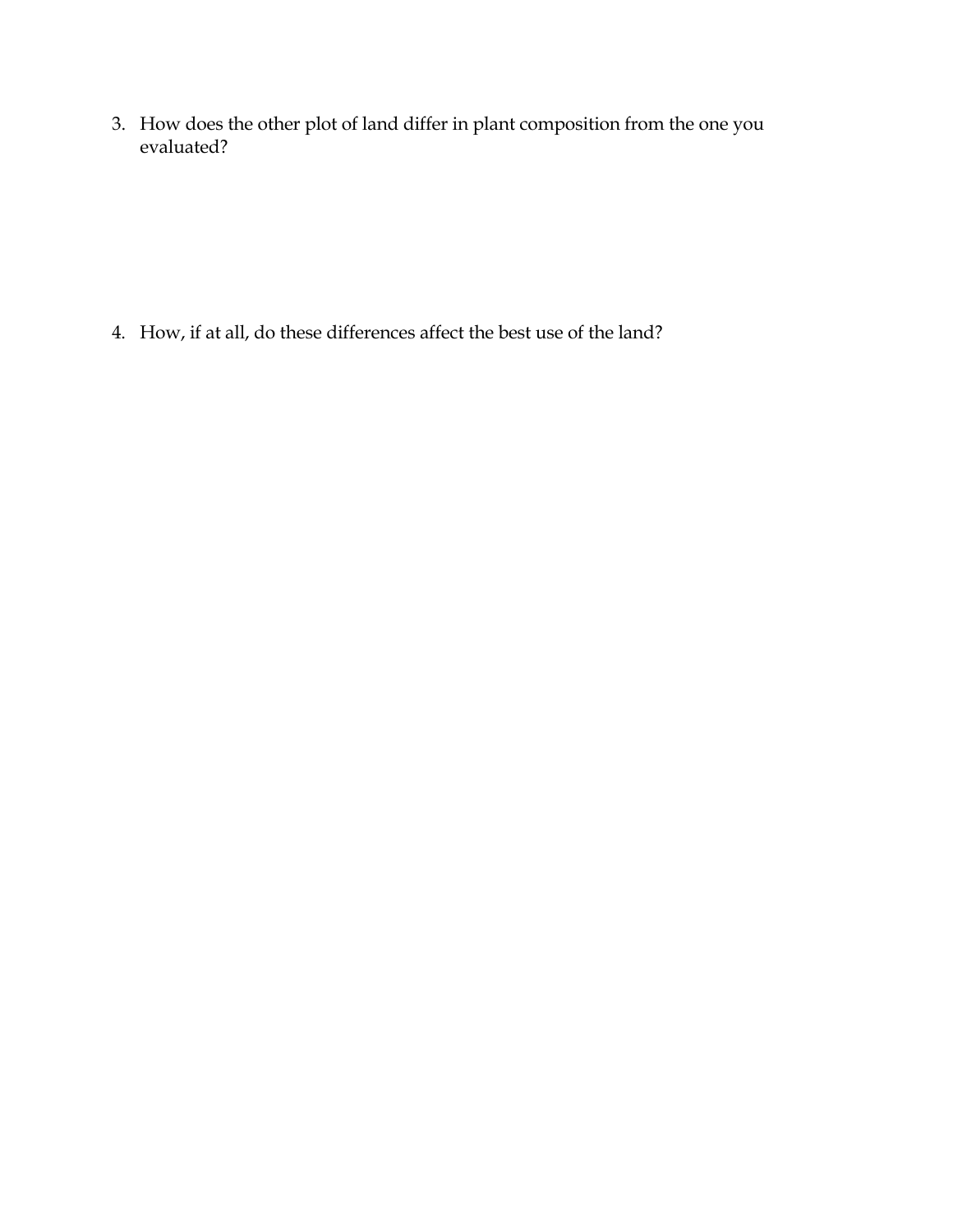3. How does the other plot of land differ in plant composition from the one you evaluated?

4. How, if at all, do these differences affect the best use of the land?